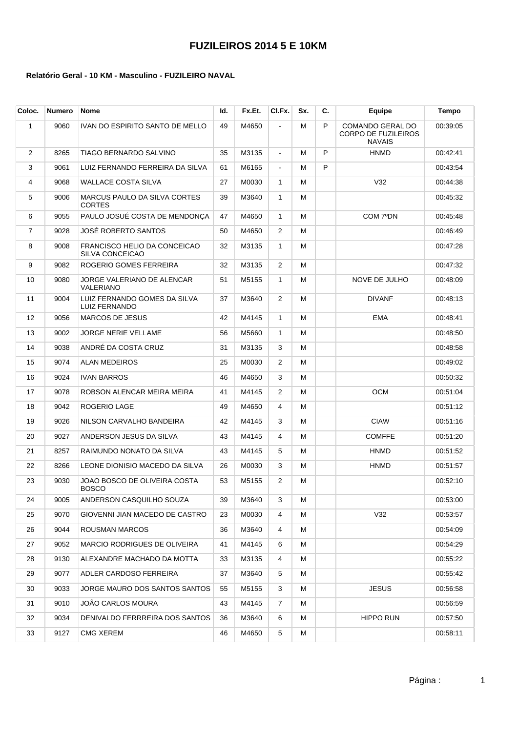# FUZILEIROS 2014 5 E 10KM

**Relatório Geral - 10 KM - Masculino - FUZILEIRO NAVAL**

| Coloc. | Numero | Nome | Id. | Fx.Et. | Cl.Fx. | Sx. | C. | Equipe | Tempo |
|---|---|---|---|---|---|---|---|---|---|
| 1 | 9060 | IVAN DO ESPIRITO SANTO DE MELLO | 49 | M4650 | - | M | P | COMANDO GERAL DO CORPO DE FUZILEIROS NAVAIS | 00:39:05 |
| 2 | 8265 | TIAGO BERNARDO SALVINO | 35 | M3135 | - | M | P | HNMD | 00:42:41 |
| 3 | 9061 | LUIZ FERNANDO FERREIRA DA SILVA | 61 | M6165 | - | M | P | | 00:43:54 |
| 4 | 9068 | WALLACE COSTA SILVA | 27 | M0030 | 1 | M | | V32 | 00:44:38 |
| 5 | 9006 | MARCUS PAULO DA SILVA CORTES CORTES | 39 | M3640 | 1 | M | | | 00:45:32 |
| 6 | 9055 | PAULO JOSUÉ COSTA DE MENDONÇA | 47 | M4650 | 1 | M | | COM 7ºDN | 00:45:48 |
| 7 | 9028 | JOSÉ ROBERTO SANTOS | 50 | M4650 | 2 | M | | | 00:46:49 |
| 8 | 9008 | FRANCISCO HELIO DA CONCEICAO SILVA CONCEICAO | 32 | M3135 | 1 | M | | | 00:47:28 |
| 9 | 9082 | ROGERIO GOMES FERREIRA | 32 | M3135 | 2 | M | | | 00:47:32 |
| 10 | 9080 | JORGE VALERIANO DE ALENCAR VALERIANO | 51 | M5155 | 1 | M | | NOVE DE JULHO | 00:48:09 |
| 11 | 9004 | LUIZ FERNANDO GOMES DA SILVA LUIZ FERNANDO | 37 | M3640 | 2 | M | | DIVANF | 00:48:13 |
| 12 | 9056 | MARCOS DE JESUS | 42 | M4145 | 1 | M | | EMA | 00:48:41 |
| 13 | 9002 | JORGE NERIE VELLAME | 56 | M5660 | 1 | M | | | 00:48:50 |
| 14 | 9038 | ANDRÉ DA COSTA CRUZ | 31 | M3135 | 3 | M | | | 00:48:58 |
| 15 | 9074 | ALAN MEDEIROS | 25 | M0030 | 2 | M | | | 00:49:02 |
| 16 | 9024 | IVAN BARROS | 46 | M4650 | 3 | M | | | 00:50:32 |
| 17 | 9078 | ROBSON ALENCAR MEIRA MEIRA | 41 | M4145 | 2 | M | | OCM | 00:51:04 |
| 18 | 9042 | ROGERIO LAGE | 49 | M4650 | 4 | M | | | 00:51:12 |
| 19 | 9026 | NILSON CARVALHO BANDEIRA | 42 | M4145 | 3 | M | | CIAW | 00:51:16 |
| 20 | 9027 | ANDERSON JESUS DA SILVA | 43 | M4145 | 4 | M | | COMFFE | 00:51:20 |
| 21 | 8257 | RAIMUNDO NONATO DA SILVA | 43 | M4145 | 5 | M | | HNMD | 00:51:52 |
| 22 | 8266 | LEONE DIONISIO MACEDO DA SILVA | 26 | M0030 | 3 | M | | HNMD | 00:51:57 |
| 23 | 9030 | JOAO BOSCO DE OLIVEIRA COSTA BOSCO | 53 | M5155 | 2 | M | | | 00:52:10 |
| 24 | 9005 | ANDERSON CASQUILHO SOUZA | 39 | M3640 | 3 | M | | | 00:53:00 |
| 25 | 9070 | GIOVENNI JIAN MACEDO DE CASTRO | 23 | M0030 | 4 | M | | V32 | 00:53:57 |
| 26 | 9044 | ROUSMAN MARCOS | 36 | M3640 | 4 | M | | | 00:54:09 |
| 27 | 9052 | MARCIO RODRIGUES DE OLIVEIRA | 41 | M4145 | 6 | M | | | 00:54:29 |
| 28 | 9130 | ALEXANDRE MACHADO DA MOTTA | 33 | M3135 | 4 | M | | | 00:55:22 |
| 29 | 9077 | ADLER CARDOSO FERREIRA | 37 | M3640 | 5 | M | | | 00:55:42 |
| 30 | 9033 | JORGE MAURO DOS SANTOS SANTOS | 55 | M5155 | 3 | M | | JESUS | 00:56:58 |
| 31 | 9010 | JOÃO CARLOS MOURA | 43 | M4145 | 7 | M | | | 00:56:59 |
| 32 | 9034 | DENIVALDO FERRREIRA DOS SANTOS | 36 | M3640 | 6 | M | | HIPPO RUN | 00:57:50 |
| 33 | 9127 | CMG XEREM | 46 | M4650 | 5 | M | | | 00:58:11 |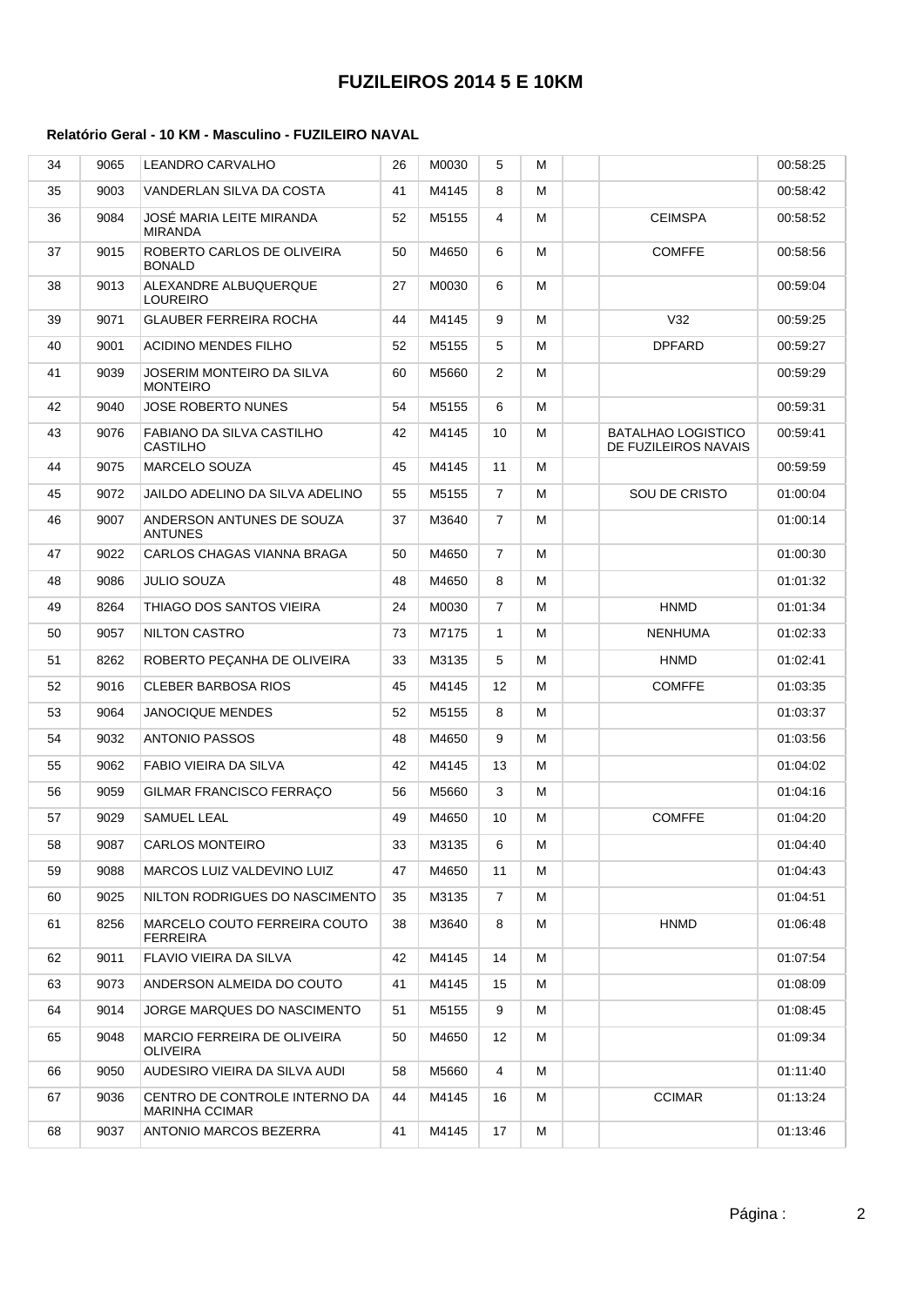# FUZILEIROS 2014 5 E 10KM

### Relatório Geral - 10 KM - Masculino - FUZILEIRO NAVAL

| | | | | | | | | | |
|---|---|---|---|---|---|---|---|---|---|
| 34 | 9065 | LEANDRO CARVALHO | 26 | M0030 | 5 | M | | | 00:58:25 |
| 35 | 9003 | VANDERLAN SILVA DA COSTA | 41 | M4145 | 8 | M | | | 00:58:42 |
| 36 | 9084 | JOSÉ MARIA LEITE MIRANDA MIRANDA | 52 | M5155 | 4 | M | | CEIMSPA | 00:58:52 |
| 37 | 9015 | ROBERTO CARLOS DE OLIVEIRA BONALD | 50 | M4650 | 6 | M | | COMFFE | 00:58:56 |
| 38 | 9013 | ALEXANDRE ALBUQUERQUE LOUREIRO | 27 | M0030 | 6 | M | | | 00:59:04 |
| 39 | 9071 | GLAUBER FERREIRA ROCHA | 44 | M4145 | 9 | M | | V32 | 00:59:25 |
| 40 | 9001 | ACIDINO MENDES FILHO | 52 | M5155 | 5 | M | | DPFARD | 00:59:27 |
| 41 | 9039 | JOSERIM MONTEIRO DA SILVA MONTEIRO | 60 | M5660 | 2 | M | | | 00:59:29 |
| 42 | 9040 | JOSE ROBERTO NUNES | 54 | M5155 | 6 | M | | | 00:59:31 |
| 43 | 9076 | FABIANO DA SILVA CASTILHO CASTILHO | 42 | M4145 | 10 | M | | BATALHAO LOGISTICO DE FUZILEIROS NAVAIS | 00:59:41 |
| 44 | 9075 | MARCELO SOUZA | 45 | M4145 | 11 | M | | | 00:59:59 |
| 45 | 9072 | JAILDO ADELINO DA SILVA ADELINO | 55 | M5155 | 7 | M | | SOU DE CRISTO | 01:00:04 |
| 46 | 9007 | ANDERSON ANTUNES DE SOUZA ANTUNES | 37 | M3640 | 7 | M | | | 01:00:14 |
| 47 | 9022 | CARLOS CHAGAS VIANNA BRAGA | 50 | M4650 | 7 | M | | | 01:00:30 |
| 48 | 9086 | JULIO SOUZA | 48 | M4650 | 8 | M | | | 01:01:32 |
| 49 | 8264 | THIAGO DOS SANTOS VIEIRA | 24 | M0030 | 7 | M | | HNMD | 01:01:34 |
| 50 | 9057 | NILTON CASTRO | 73 | M7175 | 1 | M | | NENHUMA | 01:02:33 |
| 51 | 8262 | ROBERTO PEÇANHA DE OLIVEIRA | 33 | M3135 | 5 | M | | HNMD | 01:02:41 |
| 52 | 9016 | CLEBER BARBOSA RIOS | 45 | M4145 | 12 | M | | COMFFE | 01:03:35 |
| 53 | 9064 | JANOCIQUE MENDES | 52 | M5155 | 8 | M | | | 01:03:37 |
| 54 | 9032 | ANTONIO PASSOS | 48 | M4650 | 9 | M | | | 01:03:56 |
| 55 | 9062 | FABIO VIEIRA DA SILVA | 42 | M4145 | 13 | M | | | 01:04:02 |
| 56 | 9059 | GILMAR FRANCISCO FERRAÇO | 56 | M5660 | 3 | M | | | 01:04:16 |
| 57 | 9029 | SAMUEL LEAL | 49 | M4650 | 10 | M | | COMFFE | 01:04:20 |
| 58 | 9087 | CARLOS MONTEIRO | 33 | M3135 | 6 | M | | | 01:04:40 |
| 59 | 9088 | MARCOS LUIZ VALDEVINO LUIZ | 47 | M4650 | 11 | M | | | 01:04:43 |
| 60 | 9025 | NILTON RODRIGUES DO NASCIMENTO | 35 | M3135 | 7 | M | | | 01:04:51 |
| 61 | 8256 | MARCELO COUTO FERREIRA COUTO FERREIRA | 38 | M3640 | 8 | M | | HNMD | 01:06:48 |
| 62 | 9011 | FLAVIO VIEIRA DA SILVA | 42 | M4145 | 14 | M | | | 01:07:54 |
| 63 | 9073 | ANDERSON ALMEIDA DO COUTO | 41 | M4145 | 15 | M | | | 01:08:09 |
| 64 | 9014 | JORGE MARQUES DO NASCIMENTO | 51 | M5155 | 9 | M | | | 01:08:45 |
| 65 | 9048 | MARCIO FERREIRA DE OLIVEIRA OLIVEIRA | 50 | M4650 | 12 | M | | | 01:09:34 |
| 66 | 9050 | AUDESIRO VIEIRA DA SILVA AUDI | 58 | M5660 | 4 | M | | | 01:11:40 |
| 67 | 9036 | CENTRO DE CONTROLE INTERNO DA MARINHA CCIMAR | 44 | M4145 | 16 | M | | CCIMAR | 01:13:24 |
| 68 | 9037 | ANTONIO MARCOS BEZERRA | 41 | M4145 | 17 | M | | | 01:13:46 |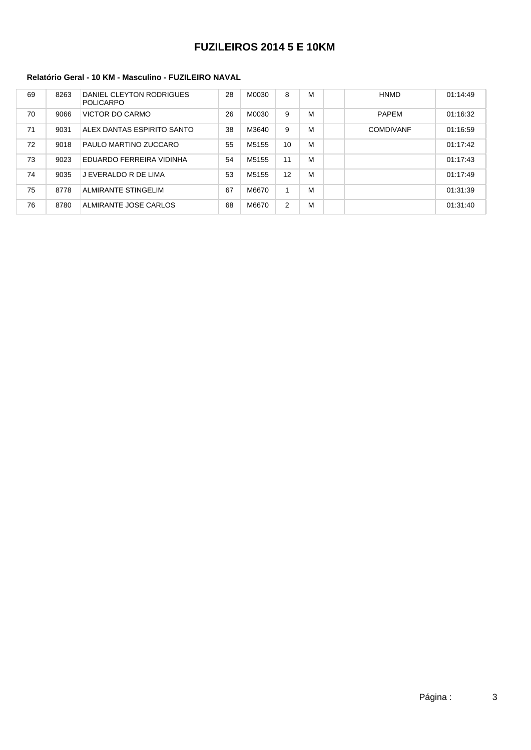# FUZILEIROS 2014 5 E 10KM

### Relatório Geral - 10 KM - Masculino - FUZILEIRO NAVAL

| | | | | | | | | | |
|---|---|---|---|---|---|---|---|---|---|
| 69 | 8263 | DANIEL CLEYTON RODRIGUES POLICARPO | 28 | M0030 | 8 | M | | HNMD | 01:14:49 |
| 70 | 9066 | VICTOR DO CARMO | 26 | M0030 | 9 | M | | PAPEM | 01:16:32 |
| 71 | 9031 | ALEX DANTAS ESPIRITO SANTO | 38 | M3640 | 9 | M | | COMDIVANF | 01:16:59 |
| 72 | 9018 | PAULO MARTINO ZUCCARO | 55 | M5155 | 10 | M | | | 01:17:42 |
| 73 | 9023 | EDUARDO FERREIRA VIDINHA | 54 | M5155 | 11 | M | | | 01:17:43 |
| 74 | 9035 | J EVERALDO R DE LIMA | 53 | M5155 | 12 | M | | | 01:17:49 |
| 75 | 8778 | ALMIRANTE STINGELIM | 67 | M6670 | 1 | M | | | 01:31:39 |
| 76 | 8780 | ALMIRANTE JOSE CARLOS | 68 | M6670 | 2 | M | | | 01:31:40 |